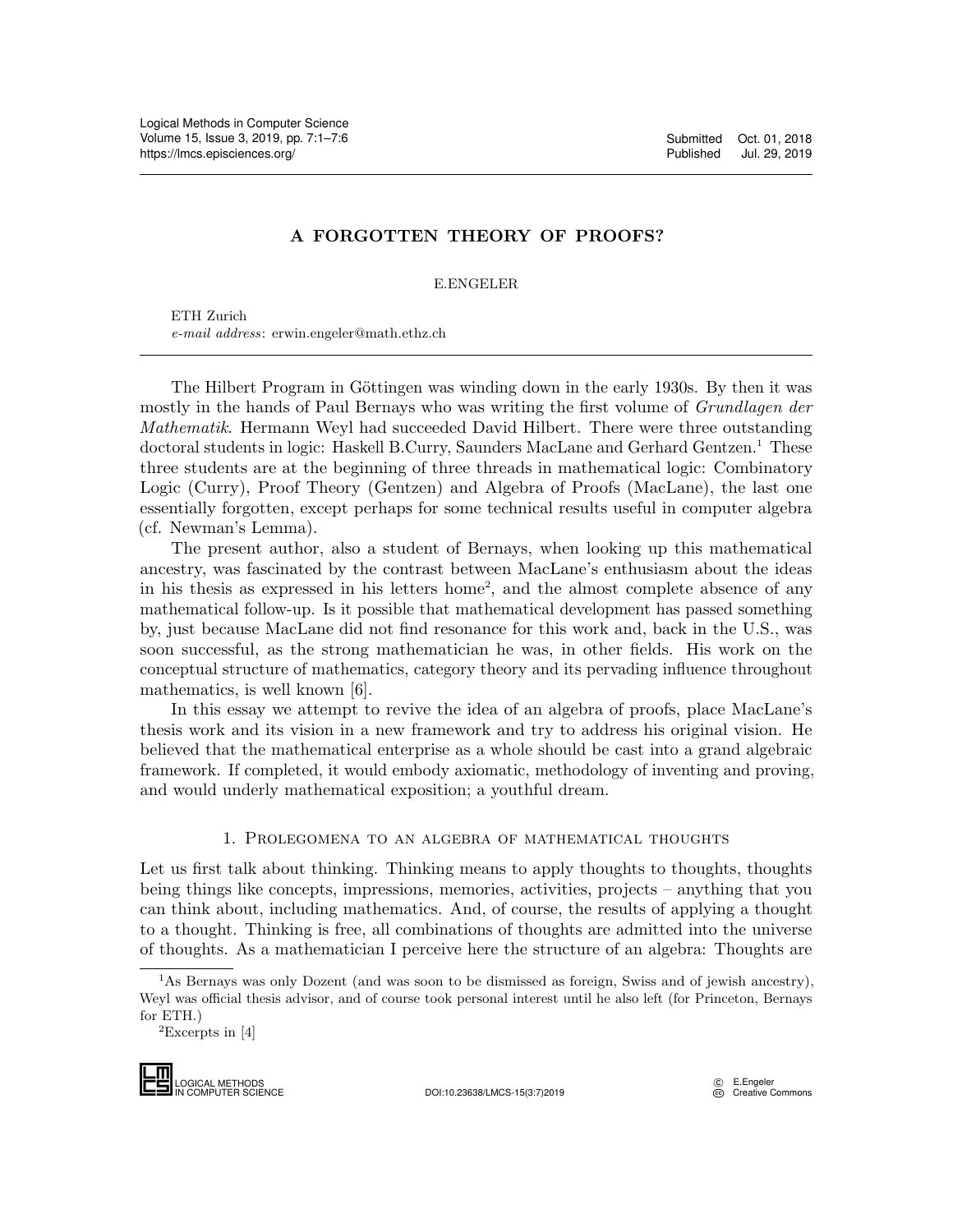# A FORGOTTEN THEORY OF PROOFS?

E.ENGELER

ETH Zurich
*e-mail address*: erwin.engeler@math.ethz.ch

The Hilbert Program in Göttingen was winding down in the early 1930s. By then it was mostly in the hands of Paul Bernays who was writing the first volume of *Grundlagen der Mathematik*. Hermann Weyl had succeeded David Hilbert. There were three outstanding doctoral students in logic: Haskell B.Curry, Saunders MacLane and Gerhard Gentzen.[1] These three students are at the beginning of three threads in mathematical logic: Combinatory Logic (Curry), Proof Theory (Gentzen) and Algebra of Proofs (MacLane), the last one essentially forgotten, except perhaps for some technical results useful in computer algebra (cf. Newman's Lemma).

The present author, also a student of Bernays, when looking up this mathematical ancestry, was fascinated by the contrast between MacLane's enthusiasm about the ideas in his thesis as expressed in his letters home[2], and the almost complete absence of any mathematical follow-up. Is it possible that mathematical development has passed something by, just because MacLane did not find resonance for this work and, back in the U.S., was soon successful, as the strong mathematician he was, in other fields. His work on the conceptual structure of mathematics, category theory and its pervading influence throughout mathematics, is well known [6].

In this essay we attempt to revive the idea of an algebra of proofs, place MacLane's thesis work and its vision in a new framework and try to address his original vision. He believed that the mathematical enterprise as a whole should be cast into a grand algebraic framework. If completed, it would embody axiomatic, methodology of inventing and proving, and would underly mathematical exposition; a youthful dream.

## 1. Prolegomena to an algebra of mathematical thoughts

Let us first talk about thinking. Thinking means to apply thoughts to thoughts, thoughts being things like concepts, impressions, memories, activities, projects – anything that you can think about, including mathematics. And, of course, the results of applying a thought to a thought. Thinking is free, all combinations of thoughts are admitted into the universe of thoughts. As a mathematician I perceive here the structure of an algebra: Thoughts are

---

[1] As Bernays was only Dozent (and was soon to be dismissed as foreign, Swiss and of jewish ancestry), Weyl was official thesis advisor, and of course took personal interest until he also left (for Princeton, Bernays for ETH.)

[2] Excerpts in [4]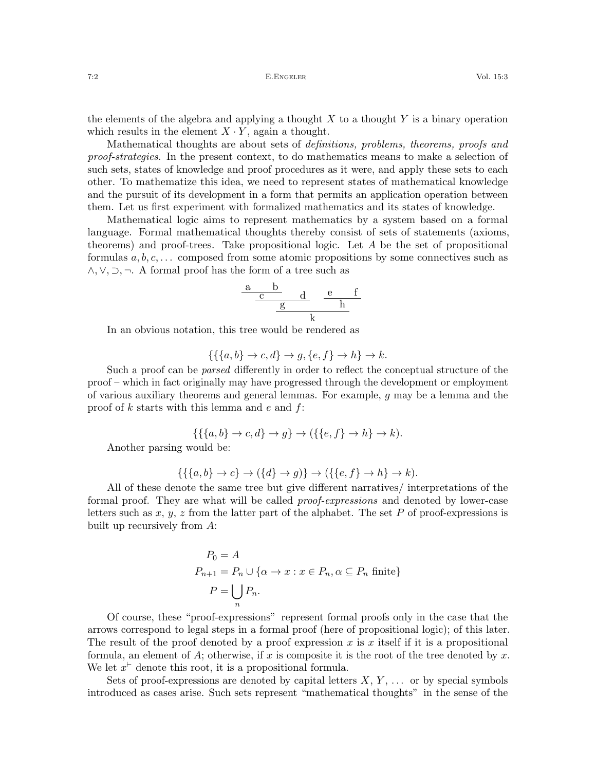the elements of the algebra and applying a thought $X$ to a thought $Y$ is a binary operation which results in the element $X \cdot Y$, again a thought.

Mathematical thoughts are about sets of *definitions, problems, theorems, proofs and proof-strategies*. In the present context, to do mathematics means to make a selection of such sets, states of knowledge and proof procedures as it were, and apply these sets to each other. To mathematize this idea, we need to represent states of mathematical knowledge and the pursuit of its development in a form that permits an application operation between them. Let us first experiment with formalized mathematics and its states of knowledge.

Mathematical logic aims to represent mathematics by a system based on a formal language. Formal mathematical thoughts thereby consist of sets of statements (axioms, theorems) and proof-trees. Take propositional logic. Let $A$ be the set of propositional formulas $a, b, c, \dots$ composed from some atomic propositions by some connectives such as $\wedge, \vee, \supset, \neg$. A formal proof has the form of a tree such as

$$\dfrac{\dfrac{\dfrac{a \quad b}{c} \quad d}{g} \qquad \dfrac{e \quad f}{h}}{k}$$

In an obvious notation, this tree would be rendered as

$$\{\{\{a, b\} \to c, d\} \to g, \{e, f\} \to h\} \to k.$$

Such a proof can be *parsed* differently in order to reflect the conceptual structure of the proof – which in fact originally may have progressed through the development or employment of various auxiliary theorems and general lemmas. For example, $g$ may be a lemma and the proof of $k$ starts with this lemma and $e$ and $f$:

$$\{\{\{a, b\} \to c, d\} \to g\} \to (\{\{e, f\} \to h\} \to k).$$

Another parsing would be:

$$\{\{\{a, b\} \to c\} \to (\{d\} \to g)\} \to (\{\{e, f\} \to h\} \to k).$$

All of these denote the same tree but give different narratives/ interpretations of the formal proof. They are what will be called *proof-expressions* and denoted by lower-case letters such as $x$, $y$, $z$ from the latter part of the alphabet. The set $P$ of proof-expressions is built up recursively from $A$:

$$\begin{aligned} P_0 &= A \\ P_{n+1} &= P_n \cup \{\alpha \to x : x \in P_n, \alpha \subseteq P_n \text{ finite}\} \\ P &= \bigcup_n P_n. \end{aligned}$$

Of course, these "proof-expressions" represent formal proofs only in the case that the arrows correspond to legal steps in a formal proof (here of propositional logic); of this later. The result of the proof denoted by a proof expression $x$ is $x$ itself if it is a propositional formula, an element of $A$; otherwise, if $x$ is composite it is the root of the tree denoted by $x$. We let $x^{\vdash}$ denote this root, it is a propositional formula.

Sets of proof-expressions are denoted by capital letters $X, Y, \dots$ or by special symbols introduced as cases arise. Such sets represent "mathematical thoughts" in the sense of the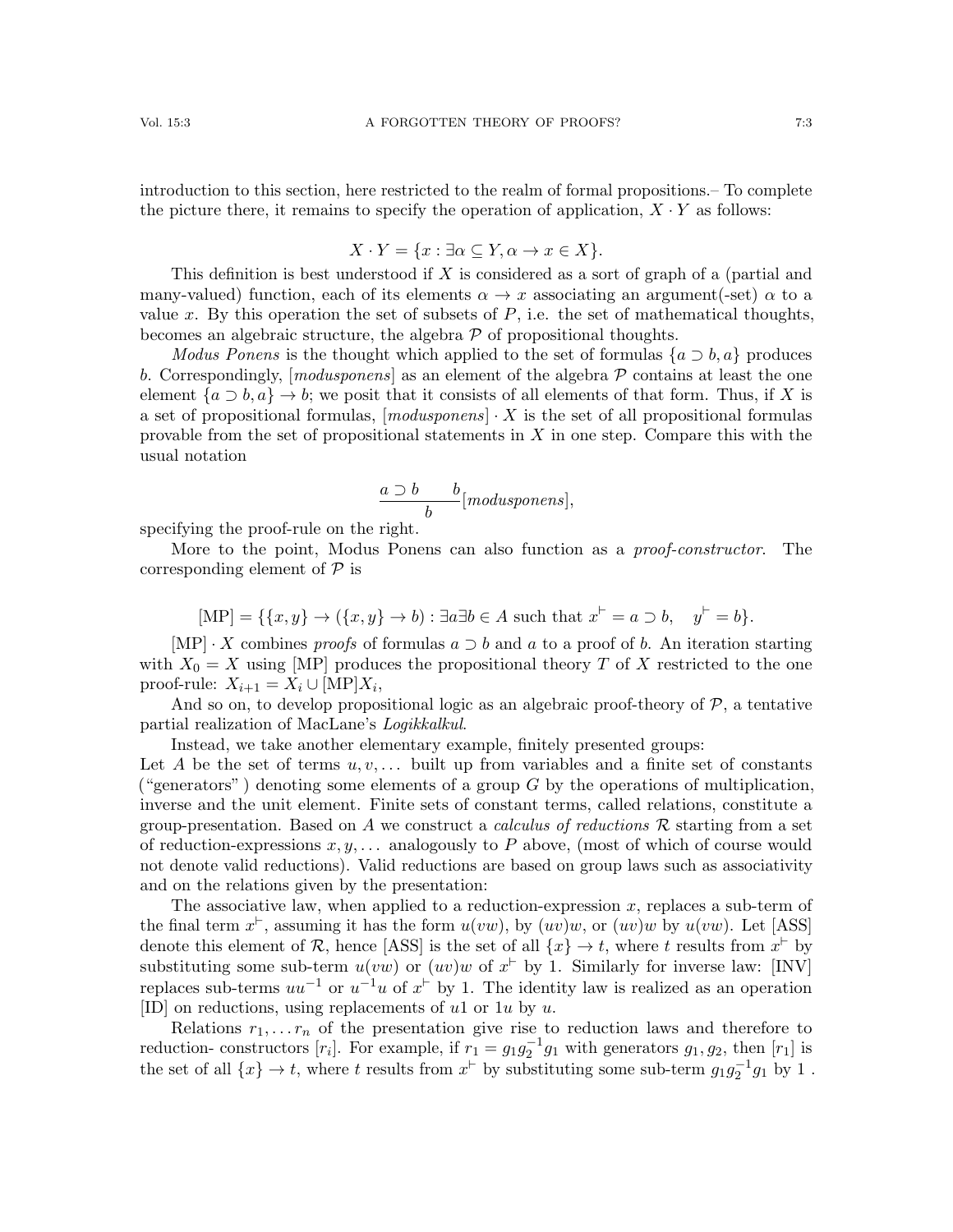introduction to this section, here restricted to the realm of formal propositions.– To complete the picture there, it remains to specify the operation of application, $X \cdot Y$ as follows:

$$X \cdot Y = \{x : \exists \alpha \subseteq Y, \alpha \to x \in X\}.$$

This definition is best understood if $X$ is considered as a sort of graph of a (partial and many-valued) function, each of its elements $\alpha \to x$ associating an argument(-set) $\alpha$ to a value $x$. By this operation the set of subsets of $P$, i.e. the set of mathematical thoughts, becomes an algebraic structure, the algebra $\mathcal{P}$ of propositional thoughts.

*Modus Ponens* is the thought which applied to the set of formulas $\{a \supset b, a\}$ produces $b$. Correspondingly, $[modusponens]$ as an element of the algebra $\mathcal{P}$ contains at least the one element $\{a \supset b, a\} \to b$; we posit that it consists of all elements of that form. Thus, if $X$ is a set of propositional formulas, $[modusponens] \cdot X$ is the set of all propositional formulas provable from the set of propositional statements in $X$ in one step. Compare this with the usual notation

$$\frac{a \supset b \qquad b}{b}[modusponens],$$

specifying the proof-rule on the right.

More to the point, Modus Ponens can also function as a *proof-constructor*. The corresponding element of $\mathcal{P}$ is

$$[\mathrm{MP}] = \{\{x, y\} \to (\{x, y\} \to b) : \exists a \exists b \in A \text{ such that } x^{\vdash} = a \supset b, \quad y^{\vdash} = b\}.$$

$[\mathrm{MP}] \cdot X$ combines *proofs* of formulas $a \supset b$ and $a$ to a proof of $b$. An iteration starting with $X_0 = X$ using [MP] produces the propositional theory $T$ of $X$ restricted to the one proof-rule: $X_{i+1} = X_i \cup [\mathrm{MP}]X_i$,

And so on, to develop propositional logic as an algebraic proof-theory of $\mathcal{P}$, a tentative partial realization of MacLane's *Logikkalkul*.

Instead, we take another elementary example, finitely presented groups:
Let $A$ be the set of terms $u, v, \ldots$ built up from variables and a finite set of constants ("generators") denoting some elements of a group $G$ by the operations of multiplication, inverse and the unit element. Finite sets of constant terms, called relations, constitute a group-presentation. Based on $A$ we construct a *calculus of reductions* $\mathcal{R}$ starting from a set of reduction-expressions $x, y, \ldots$ analogously to $P$ above, (most of which of course would not denote valid reductions). Valid reductions are based on group laws such as associativity and on the relations given by the presentation:

The associative law, when applied to a reduction-expression $x$, replaces a sub-term of the final term $x^{\vdash}$, assuming it has the form $u(vw)$, by $(uv)w$, or $(uv)w$ by $u(vw)$. Let [ASS] denote this element of $\mathcal{R}$, hence [ASS] is the set of all $\{x\} \to t$, where $t$ results from $x^{\vdash}$ by substituting some sub-term $u(vw)$ or $(uv)w$ of $x^{\vdash}$ by 1. Similarly for inverse law: [INV] replaces sub-terms $uu^{-1}$ or $u^{-1}u$ of $x^{\vdash}$ by 1. The identity law is realized as an operation [ID] on reductions, using replacements of $u1$ or $1u$ by $u$.

Relations $r_1, \ldots r_n$ of the presentation give rise to reduction laws and therefore to reduction- constructors $[r_i]$. For example, if $r_1 = g_1 g_2^{-1} g_1$ with generators $g_1, g_2$, then $[r_1]$ is the set of all $\{x\} \to t$, where $t$ results from $x^{\vdash}$ by substituting some sub-term $g_1 g_2^{-1} g_1$ by 1 .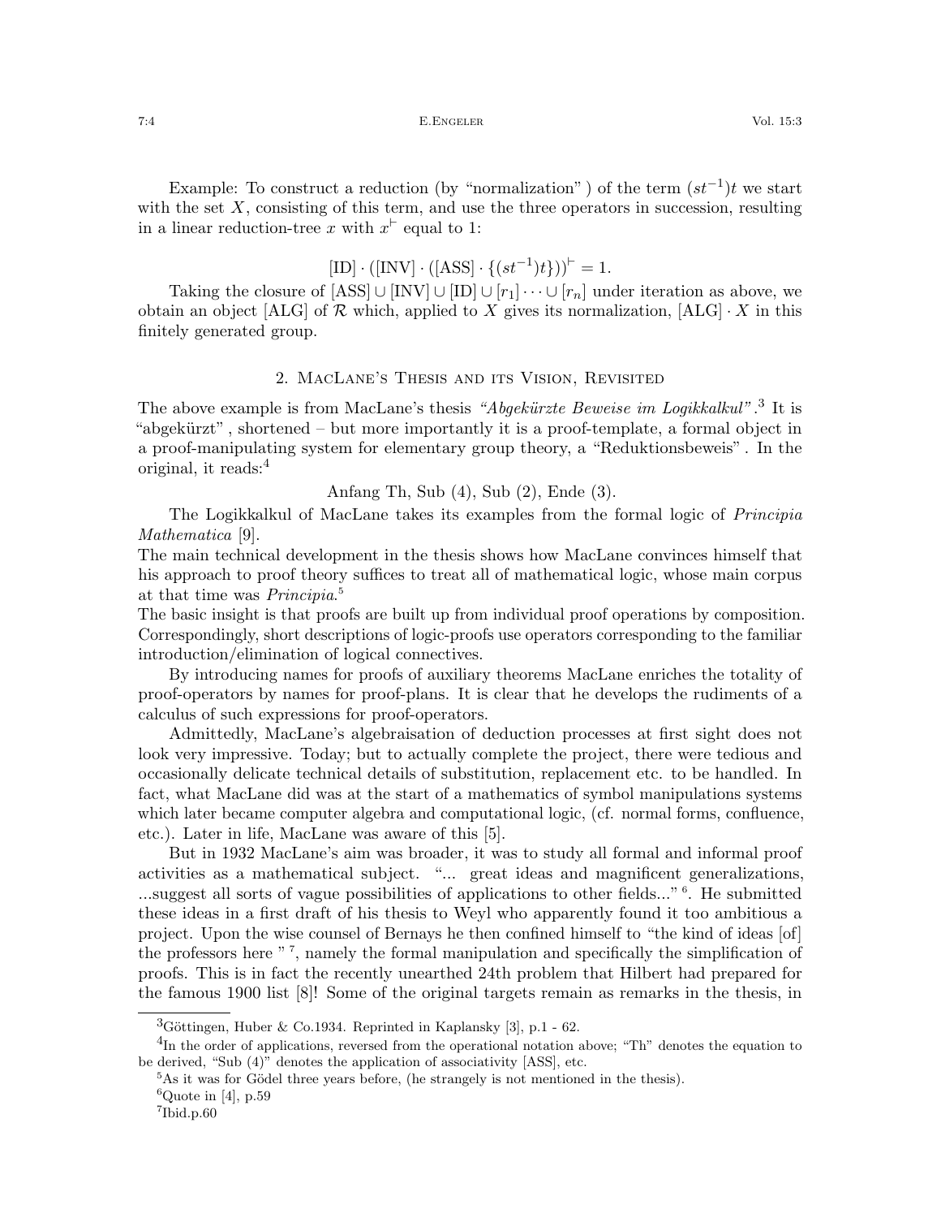Example: To construct a reduction (by “normalization” ) of the term $(st^{-1})t$ we start with the set $X$, consisting of this term, and use the three operators in succession, resulting in a linear reduction-tree $x$ with $x^{\vdash}$ equal to 1:

$$[\mathrm{ID}] \cdot ([\mathrm{INV}] \cdot ([\mathrm{ASS}] \cdot \{(st^{-1})t\}))^{\vdash} = 1.$$

Taking the closure of $[\mathrm{ASS}] \cup [\mathrm{INV}] \cup [\mathrm{ID}] \cup [r_1] \cdots \cup [r_n]$ under iteration as above, we obtain an object $[\mathrm{ALG}]$ of $\mathcal{R}$ which, applied to $X$ gives its normalization, $[\mathrm{ALG}] \cdot X$ in this finitely generated group.

## 2. MacLane's Thesis and its Vision, Revisited

The above example is from MacLane's thesis *“Abgekürzte Beweise im Logikkalkul”*.[3] It is “abgekürzt” , shortened – but more importantly it is a proof-template, a formal object in a proof-manipulating system for elementary group theory, a “Reduktionsbeweis” . In the original, it reads:[4]

Anfang Th, Sub (4), Sub (2), Ende (3).

The Logikkalkul of MacLane takes its examples from the formal logic of *Principia Mathematica* [9].
The main technical development in the thesis shows how MacLane convinces himself that his approach to proof theory suffices to treat all of mathematical logic, whose main corpus at that time was *Principia*.[5]
The basic insight is that proofs are built up from individual proof operations by composition. Correspondingly, short descriptions of logic-proofs use operators corresponding to the familiar introduction/elimination of logical connectives.

By introducing names for proofs of auxiliary theorems MacLane enriches the totality of proof-operators by names for proof-plans. It is clear that he develops the rudiments of a calculus of such expressions for proof-operators.

Admittedly, MacLane's algebraisation of deduction processes at first sight does not look very impressive. Today; but to actually complete the project, there were tedious and occasionally delicate technical details of substitution, replacement etc. to be handled. In fact, what MacLane did was at the start of a mathematics of symbol manipulations systems which later became computer algebra and computational logic, (cf. normal forms, confluence, etc.). Later in life, MacLane was aware of this [5].

But in 1932 MacLane's aim was broader, it was to study all formal and informal proof activities as a mathematical subject. “... great ideas and magnificent generalizations, ...suggest all sorts of vague possibilities of applications to other fields...” [6]. He submitted these ideas in a first draft of his thesis to Weyl who apparently found it too ambitious a project. Upon the wise counsel of Bernays he then confined himself to “the kind of ideas [of] the professors here ” [7], namely the formal manipulation and specifically the simplification of proofs. This is in fact the recently unearthed 24th problem that Hilbert had prepared for the famous 1900 list [8]! Some of the original targets remain as remarks in the thesis, in

---

[3] Göttingen, Huber & Co.1934. Reprinted in Kaplansky [3], p.1 - 62.

[4] In the order of applications, reversed from the operational notation above; “Th” denotes the equation to be derived, “Sub (4)” denotes the application of associativity [ASS], etc.

[5] As it was for Gödel three years before, (he strangely is not mentioned in the thesis).

[6] Quote in [4], p.59

[7] Ibid.p.60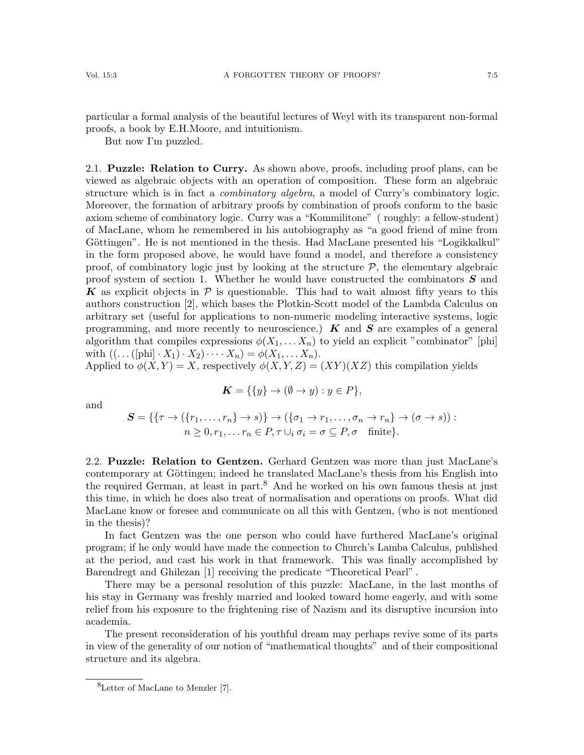particular a formal analysis of the beautiful lectures of Weyl with its transparent non-formal proofs, a book by E.H.Moore, and intuitionism.

But now I'm puzzled.

### 2.1. Puzzle: Relation to Curry.

As shown above, proofs, including proof plans, can be viewed as algebraic objects with an operation of composition. These form an algebraic structure which is in fact a *combinatory algebra*, a model of Curry's combinatory logic. Moreover, the formation of arbitrary proofs by combination of proofs conform to the basic axiom scheme of combinatory logic. Curry was a "Kommilitone" ( roughly: a fellow-student) of MacLane, whom he remembered in his autobiography as "a good friend of mine from Göttingen". He is not mentioned in the thesis. Had MacLane presented his "Logikkalkul" in the form proposed above, he would have found a model, and therefore a consistency proof, of combinatory logic just by looking at the structure $\mathcal{P}$, the elementary algebraic proof system of section 1. Whether he would have constructed the combinators $\boldsymbol{S}$ and $\boldsymbol{K}$ as explicit objects in $\mathcal{P}$ is questionable. This had to wait almost fifty years to this authors construction [2], which bases the Plotkin-Scott model of the Lambda Calculus on arbitrary set (useful for applications to non-numeric modeling interactive systems, logic programming, and more recently to neuroscience.) $\boldsymbol{K}$ and $\boldsymbol{S}$ are examples of a general algorithm that compiles expressions $\phi(X_1, \dots X_n)$ to yield an explicit "combinator" [phi] with $((\dots([\text{phi}] \cdot X_1) \cdot X_2) \cdot \dots \cdot X_n) = \phi(X_1, \dots X_n)$.
Applied to $\phi(X, Y) = X$, respectively $\phi(X, Y, Z) = (XY)(XZ)$ this compilation yields

$$\boldsymbol{K} = \{\{y\} \to (\emptyset \to y) : y \in P\},$$

and

$$\boldsymbol{S} = \{\{\tau \to (\{r_1, \dots, r_n\} \to s)\} \to (\{\sigma_1 \to r_1, \dots, \sigma_n \to r_n\} \to (\sigma \to s)) : \\ n \geq 0, r_1, \dots r_n \in P, \tau \cup_i \sigma_i = \sigma \subseteq P, \sigma \quad \text{finite}\}.$$

### 2.2. Puzzle: Relation to Gentzen.

Gerhard Gentzen was more than just MacLane's contemporary at Göttingen; indeed he translated MacLane's thesis from his English into the required German, at least in part.[8] And he worked on his own famous thesis at just this time, in which he does also treat of normalisation and operations on proofs. What did MacLane know or foresee and communicate on all this with Gentzen, (who is not mentioned in the thesis)?

In fact Gentzen was the one person who could have furthered MacLane's original program; if he only would have made the connection to Church's Lamba Calculus, published at the period, and cast his work in that framework. This was finally accomplished by Barendregt and Ghilezan [1] receiving the predicate "Theoretical Pearl" .

There may be a personal resolution of this puzzle: MacLane, in the last months of his stay in Germany was freshly married and looked toward home eagerly, and with some relief from his exposure to the frightening rise of Nazism and its disruptive incursion into academia.

The present reconsideration of his youthful dream may perhaps revive some of its parts in view of the generality of our notion of "mathematical thoughts" and of their compositional structure and its algebra.

[8] Letter of MacLane to Menzler [7].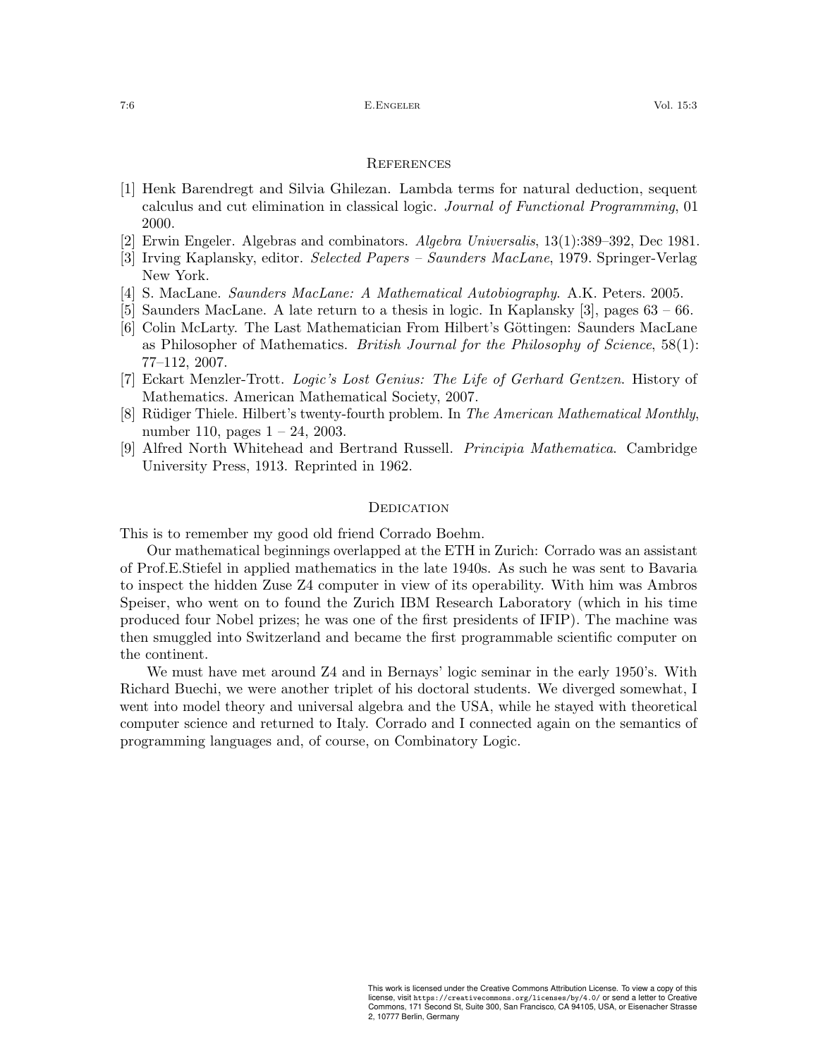## References

[1] Henk Barendregt and Silvia Ghilezan. Lambda terms for natural deduction, sequent calculus and cut elimination in classical logic. *Journal of Functional Programming*, 01 2000.

[2] Erwin Engeler. Algebras and combinators. *Algebra Universalis*, 13(1):389–392, Dec 1981.

[3] Irving Kaplansky, editor. *Selected Papers – Saunders MacLane*, 1979. Springer-Verlag New York.

[4] S. MacLane. *Saunders MacLane: A Mathematical Autobiography*. A.K. Peters. 2005.

[5] Saunders MacLane. A late return to a thesis in logic. In Kaplansky [3], pages 63 – 66.

[6] Colin McLarty. The Last Mathematician From Hilbert's Göttingen: Saunders MacLane as Philosopher of Mathematics. *British Journal for the Philosophy of Science*, 58(1): 77–112, 2007.

[7] Eckart Menzler-Trott. *Logic's Lost Genius: The Life of Gerhard Gentzen*. History of Mathematics. American Mathematical Society, 2007.

[8] Rüdiger Thiele. Hilbert's twenty-fourth problem. In *The American Mathematical Monthly*, number 110, pages 1 – 24, 2003.

[9] Alfred North Whitehead and Bertrand Russell. *Principia Mathematica*. Cambridge University Press, 1913. Reprinted in 1962.

## Dedication

This is to remember my good old friend Corrado Boehm.

Our mathematical beginnings overlapped at the ETH in Zurich: Corrado was an assistant of Prof.E.Stiefel in applied mathematics in the late 1940s. As such he was sent to Bavaria to inspect the hidden Zuse Z4 computer in view of its operability. With him was Ambros Speiser, who went on to found the Zurich IBM Research Laboratory (which in his time produced four Nobel prizes; he was one of the first presidents of IFIP). The machine was then smuggled into Switzerland and became the first programmable scientific computer on the continent.

We must have met around Z4 and in Bernays' logic seminar in the early 1950's. With Richard Buechi, we were another triplet of his doctoral students. We diverged somewhat, I went into model theory and universal algebra and the USA, while he stayed with theoretical computer science and returned to Italy. Corrado and I connected again on the semantics of programming languages and, of course, on Combinatory Logic.

This work is licensed under the Creative Commons Attribution License. To view a copy of this license, visit https://creativecommons.org/licenses/by/4.0/ or send a letter to Creative Commons, 171 Second St, Suite 300, San Francisco, CA 94105, USA, or Eisenacher Strasse 2, 10777 Berlin, Germany